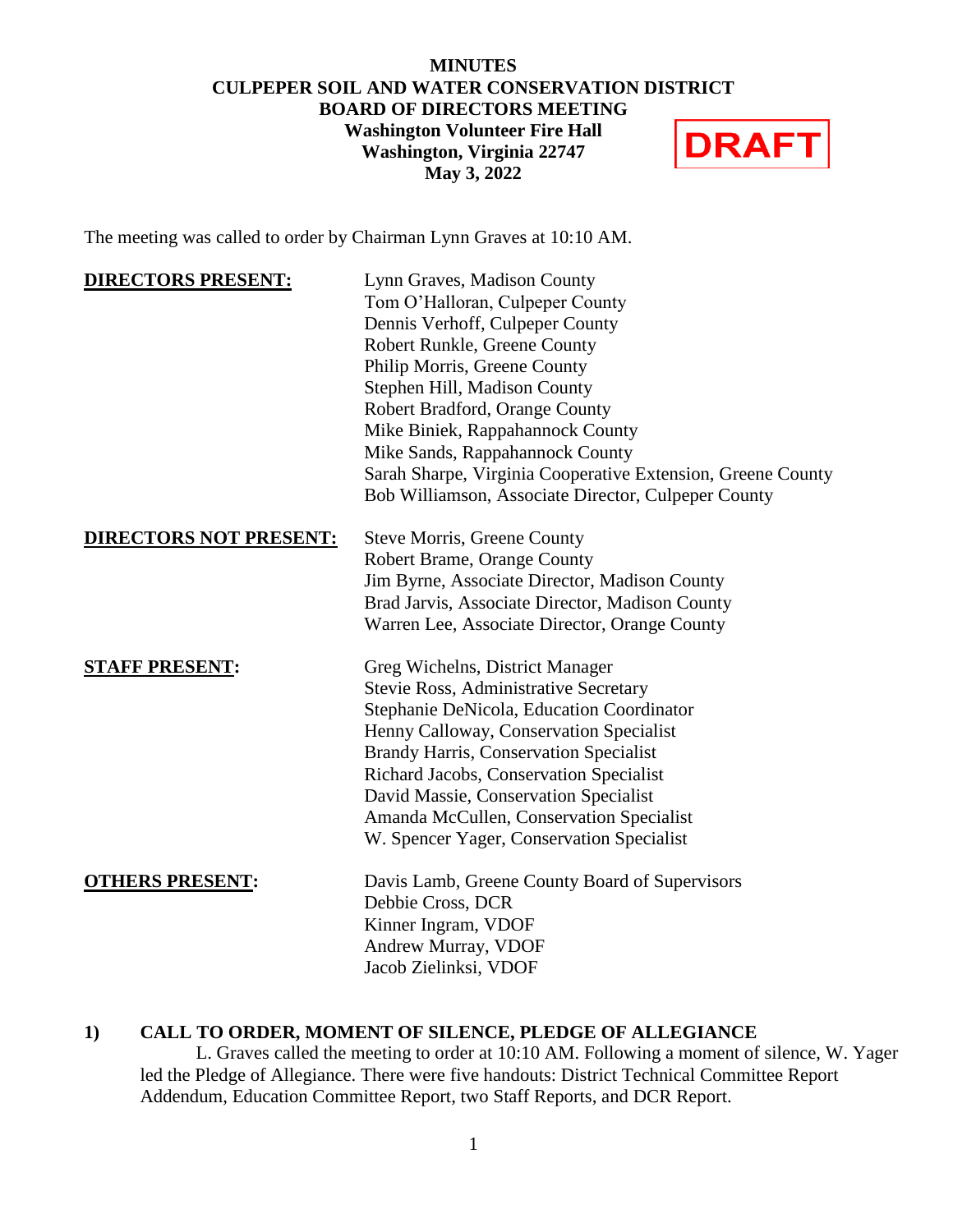# MINUTES
# CULPEPER SOIL AND WATER CONSERVATION DISTRICT
# BOARD OF DIRECTORS MEETING

**Washington Volunteer Fire Hall**
**Washington, Virginia 22747**
**May 3, 2022**

**DRAFT**

The meeting was called to order by Chairman Lynn Graves at 10:10 AM.

| | |
|---|---|
| **DIRECTORS PRESENT:** | Lynn Graves, Madison County<br>Tom O'Halloran, Culpeper County<br>Dennis Verhoff, Culpeper County<br>Robert Runkle, Greene County<br>Philip Morris, Greene County<br>Stephen Hill, Madison County<br>Robert Bradford, Orange County<br>Mike Biniek, Rappahannock County<br>Mike Sands, Rappahannock County<br>Sarah Sharpe, Virginia Cooperative Extension, Greene County<br>Bob Williamson, Associate Director, Culpeper County |
| **DIRECTORS NOT PRESENT:** | Steve Morris, Greene County<br>Robert Brame, Orange County<br>Jim Byrne, Associate Director, Madison County<br>Brad Jarvis, Associate Director, Madison County<br>Warren Lee, Associate Director, Orange County |
| **STAFF PRESENT:** | Greg Wichelns, District Manager<br>Stevie Ross, Administrative Secretary<br>Stephanie DeNicola, Education Coordinator<br>Henny Calloway, Conservation Specialist<br>Brandy Harris, Conservation Specialist<br>Richard Jacobs, Conservation Specialist<br>David Massie, Conservation Specialist<br>Amanda McCullen, Conservation Specialist<br>W. Spencer Yager, Conservation Specialist |
| **OTHERS PRESENT:** | Davis Lamb, Greene County Board of Supervisors<br>Debbie Cross, DCR<br>Kinner Ingram, VDOF<br>Andrew Murray, VDOF<br>Jacob Zielinksi, VDOF |

## 1) CALL TO ORDER, MOMENT OF SILENCE, PLEDGE OF ALLEGIANCE

L. Graves called the meeting to order at 10:10 AM. Following a moment of silence, W. Yager led the Pledge of Allegiance. There were five handouts: District Technical Committee Report Addendum, Education Committee Report, two Staff Reports, and DCR Report.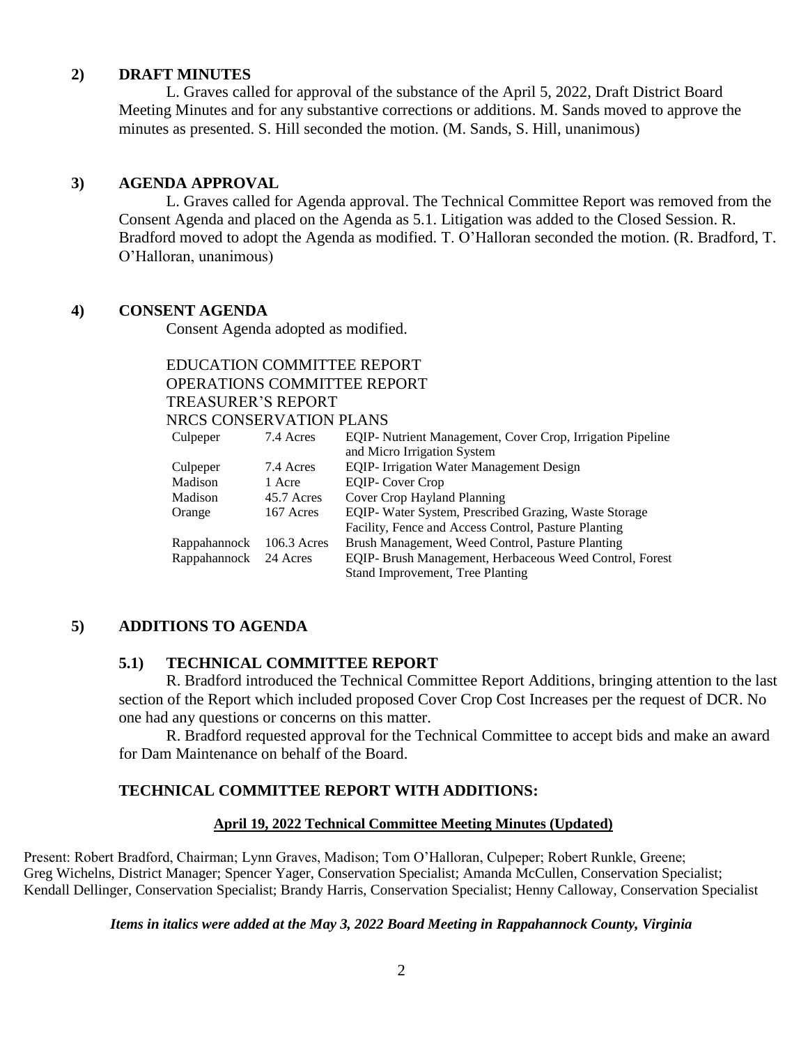## 2) DRAFT MINUTES

L. Graves called for approval of the substance of the April 5, 2022, Draft District Board Meeting Minutes and for any substantive corrections or additions. M. Sands moved to approve the minutes as presented. S. Hill seconded the motion. (M. Sands, S. Hill, unanimous)

## 3) AGENDA APPROVAL

L. Graves called for Agenda approval. The Technical Committee Report was removed from the Consent Agenda and placed on the Agenda as 5.1. Litigation was added to the Closed Session. R. Bradford moved to adopt the Agenda as modified. T. O'Halloran seconded the motion. (R. Bradford, T. O'Halloran, unanimous)

## 4) CONSENT AGENDA

Consent Agenda adopted as modified.

EDUCATION COMMITTEE REPORT
OPERATIONS COMMITTEE REPORT
TREASURER'S REPORT
NRCS CONSERVATION PLANS

| County | Acres | Practices |
|---|---|---|
| Culpeper | 7.4 Acres | EQIP- Nutrient Management, Cover Crop, Irrigation Pipeline and Micro Irrigation System |
| Culpeper | 7.4 Acres | EQIP- Irrigation Water Management Design |
| Madison | 1 Acre | EQIP- Cover Crop |
| Madison | 45.7 Acres | Cover Crop Hayland Planning |
| Orange | 167 Acres | EQIP- Water System, Prescribed Grazing, Waste Storage Facility, Fence and Access Control, Pasture Planting |
| Rappahannock | 106.3 Acres | Brush Management, Weed Control, Pasture Planting |
| Rappahannock | 24 Acres | EQIP- Brush Management, Herbaceous Weed Control, Forest Stand Improvement, Tree Planting |

## 5) ADDITIONS TO AGENDA

### 5.1) TECHNICAL COMMITTEE REPORT

R. Bradford introduced the Technical Committee Report Additions, bringing attention to the last section of the Report which included proposed Cover Crop Cost Increases per the request of DCR. No one had any questions or concerns on this matter.

R. Bradford requested approval for the Technical Committee to accept bids and make an award for Dam Maintenance on behalf of the Board.

### TECHNICAL COMMITTEE REPORT WITH ADDITIONS:

**April 19, 2022 Technical Committee Meeting Minutes (Updated)**

Present: Robert Bradford, Chairman; Lynn Graves, Madison; Tom O'Halloran, Culpeper; Robert Runkle, Greene; Greg Wichelns, District Manager; Spencer Yager, Conservation Specialist; Amanda McCullen, Conservation Specialist; Kendall Dellinger, Conservation Specialist; Brandy Harris, Conservation Specialist; Henny Calloway, Conservation Specialist

***Items in italics were added at the May 3, 2022 Board Meeting in Rappahannock County, Virginia***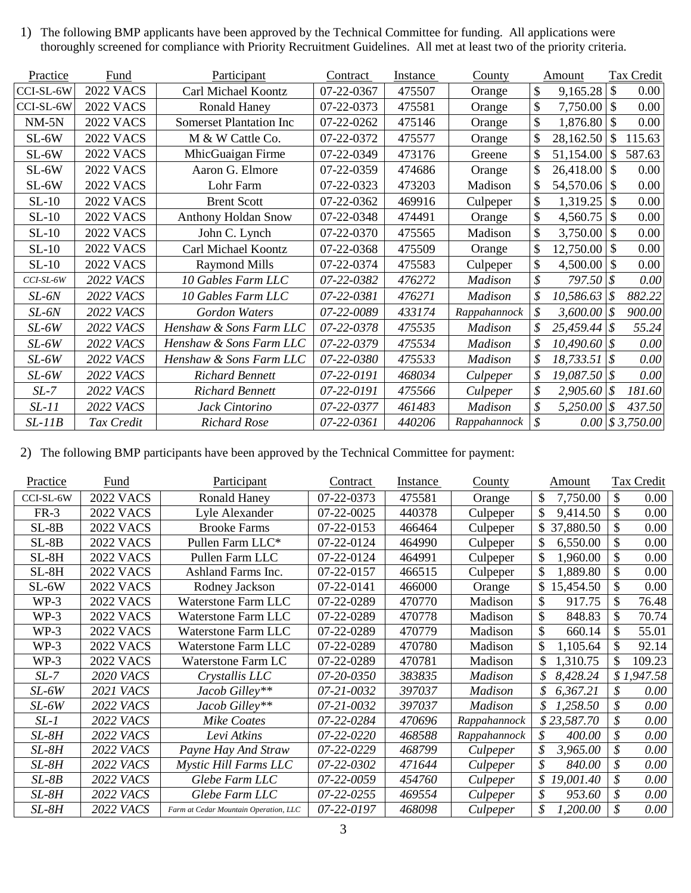1) The following BMP applicants have been approved by the Technical Committee for funding. All applications were thoroughly screened for compliance with Priority Recruitment Guidelines. All met at least two of the priority criteria.

| Practice | Fund | Participant | Contract | Instance | County | Amount | Tax Credit |
|---|---|---|---|---|---|---|---|
| CCI-SL-6W | 2022 VACS | Carl Michael Koontz | 07-22-0367 | 475507 | Orange | $ 9,165.28 | $ 0.00 |
| CCI-SL-6W | 2022 VACS | Ronald Haney | 07-22-0373 | 475581 | Orange | $ 7,750.00 | $ 0.00 |
| NM-5N | 2022 VACS | Somerset Plantation Inc | 07-22-0262 | 475146 | Orange | $ 1,876.80 | $ 0.00 |
| SL-6W | 2022 VACS | M & W Cattle Co. | 07-22-0372 | 475577 | Orange | $ 28,162.50 | $ 115.63 |
| SL-6W | 2022 VACS | MhicGuaigan Firme | 07-22-0349 | 473176 | Greene | $ 51,154.00 | $ 587.63 |
| SL-6W | 2022 VACS | Aaron G. Elmore | 07-22-0359 | 474686 | Orange | $ 26,418.00 | $ 0.00 |
| SL-6W | 2022 VACS | Lohr Farm | 07-22-0323 | 473203 | Madison | $ 54,570.06 | $ 0.00 |
| SL-10 | 2022 VACS | Brent Scott | 07-22-0362 | 469916 | Culpeper | $ 1,319.25 | $ 0.00 |
| SL-10 | 2022 VACS | Anthony Holdan Snow | 07-22-0348 | 474491 | Orange | $ 4,560.75 | $ 0.00 |
| SL-10 | 2022 VACS | John C. Lynch | 07-22-0370 | 475565 | Madison | $ 3,750.00 | $ 0.00 |
| SL-10 | 2022 VACS | Carl Michael Koontz | 07-22-0368 | 475509 | Orange | $ 12,750.00 | $ 0.00 |
| SL-10 | 2022 VACS | Raymond Mills | 07-22-0374 | 475583 | Culpeper | $ 4,500.00 | $ 0.00 |
| *CCI-SL-6W* | *2022 VACS* | *10 Gables Farm LLC* | *07-22-0382* | *476272* | *Madison* | *$ 797.50* | *$ 0.00* |
| *SL-6N* | *2022 VACS* | *10 Gables Farm LLC* | *07-22-0381* | *476271* | *Madison* | *$ 10,586.63* | *$ 882.22* |
| *SL-6N* | *2022 VACS* | *Gordon Waters* | *07-22-0089* | *433174* | *Rappahannock* | *$ 3,600.00* | *$ 900.00* |
| *SL-6W* | *2022 VACS* | *Henshaw & Sons Farm LLC* | *07-22-0378* | *475535* | *Madison* | *$ 25,459.44* | *$ 55.24* |
| *SL-6W* | *2022 VACS* | *Henshaw & Sons Farm LLC* | *07-22-0379* | *475534* | *Madison* | *$ 10,490.60* | *$ 0.00* |
| *SL-6W* | *2022 VACS* | *Henshaw & Sons Farm LLC* | *07-22-0380* | *475533* | *Madison* | *$ 18,733.51* | *$ 0.00* |
| *SL-6W* | *2022 VACS* | *Richard Bennett* | *07-22-0191* | *468034* | *Culpeper* | *$ 19,087.50* | *$ 0.00* |
| *SL-7* | *2022 VACS* | *Richard Bennett* | *07-22-0191* | *475566* | *Culpeper* | *$ 2,905.60* | *$ 181.60* |
| *SL-11* | *2022 VACS* | *Jack Cintorino* | *07-22-0377* | *461483* | *Madison* | *$ 5,250.00* | *$ 437.50* |
| *SL-11B* | *Tax Credit* | *Richard Rose* | *07-22-0361* | *440206* | *Rappahannock* | *$ 0.00* | *$ 3,750.00* |

2) The following BMP participants have been approved by the Technical Committee for payment:

| Practice | Fund | Participant | Contract | Instance | County | Amount | Tax Credit |
|---|---|---|---|---|---|---|---|
| CCI-SL-6W | 2022 VACS | Ronald Haney | 07-22-0373 | 475581 | Orange | $ 7,750.00 | $ 0.00 |
| FR-3 | 2022 VACS | Lyle Alexander | 07-22-0025 | 440378 | Culpeper | $ 9,414.50 | $ 0.00 |
| SL-8B | 2022 VACS | Brooke Farms | 07-22-0153 | 466464 | Culpeper | $ 37,880.50 | $ 0.00 |
| SL-8B | 2022 VACS | Pullen Farm LLC* | 07-22-0124 | 464990 | Culpeper | $ 6,550.00 | $ 0.00 |
| SL-8H | 2022 VACS | Pullen Farm LLC | 07-22-0124 | 464991 | Culpeper | $ 1,960.00 | $ 0.00 |
| SL-8H | 2022 VACS | Ashland Farms Inc. | 07-22-0157 | 466515 | Culpeper | $ 1,889.80 | $ 0.00 |
| SL-6W | 2022 VACS | Rodney Jackson | 07-22-0141 | 466000 | Orange | $ 15,454.50 | $ 0.00 |
| WP-3 | 2022 VACS | Waterstone Farm LLC | 07-22-0289 | 470770 | Madison | $ 917.75 | $ 76.48 |
| WP-3 | 2022 VACS | Waterstone Farm LLC | 07-22-0289 | 470778 | Madison | $ 848.83 | $ 70.74 |
| WP-3 | 2022 VACS | Waterstone Farm LLC | 07-22-0289 | 470779 | Madison | $ 660.14 | $ 55.01 |
| WP-3 | 2022 VACS | Waterstone Farm LLC | 07-22-0289 | 470780 | Madison | $ 1,105.64 | $ 92.14 |
| WP-3 | 2022 VACS | Waterstone Farm LC | 07-22-0289 | 470781 | Madison | $ 1,310.75 | $ 109.23 |
| *SL-7* | *2020 VACS* | *Crystallis LLC* | *07-20-0350* | *383835* | *Madison* | *$ 8,428.24* | *$ 1,947.58* |
| *SL-6W* | *2021 VACS* | *Jacob Gilley*** | *07-21-0032* | *397037* | *Madison* | *$ 6,367.21* | *$ 0.00* |
| *SL-6W* | *2022 VACS* | *Jacob Gilley*** | *07-21-0032* | *397037* | *Madison* | *$ 1,258.50* | *$ 0.00* |
| *SL-1* | *2022 VACS* | *Mike Coates* | *07-22-0284* | *470696* | *Rappahannock* | *$ 23,587.70* | *$ 0.00* |
| *SL-8H* | *2022 VACS* | *Levi Atkins* | *07-22-0220* | *468588* | *Rappahannock* | *$ 400.00* | *$ 0.00* |
| *SL-8H* | *2022 VACS* | *Payne Hay And Straw* | *07-22-0229* | *468799* | *Culpeper* | *$ 3,965.00* | *$ 0.00* |
| *SL-8H* | *2022 VACS* | *Mystic Hill Farms LLC* | *07-22-0302* | *471644* | *Culpeper* | *$ 840.00* | *$ 0.00* |
| *SL-8B* | *2022 VACS* | *Glebe Farm LLC* | *07-22-0059* | *454760* | *Culpeper* | *$ 19,001.40* | *$ 0.00* |
| *SL-8H* | *2022 VACS* | *Glebe Farm LLC* | *07-22-0255* | *469554* | *Culpeper* | *$ 953.60* | *$ 0.00* |
| *SL-8H* | *2022 VACS* | *Farm at Cedar Mountain Operation, LLC* | *07-22-0197* | *468098* | *Culpeper* | *$ 1,200.00* | *$ 0.00* |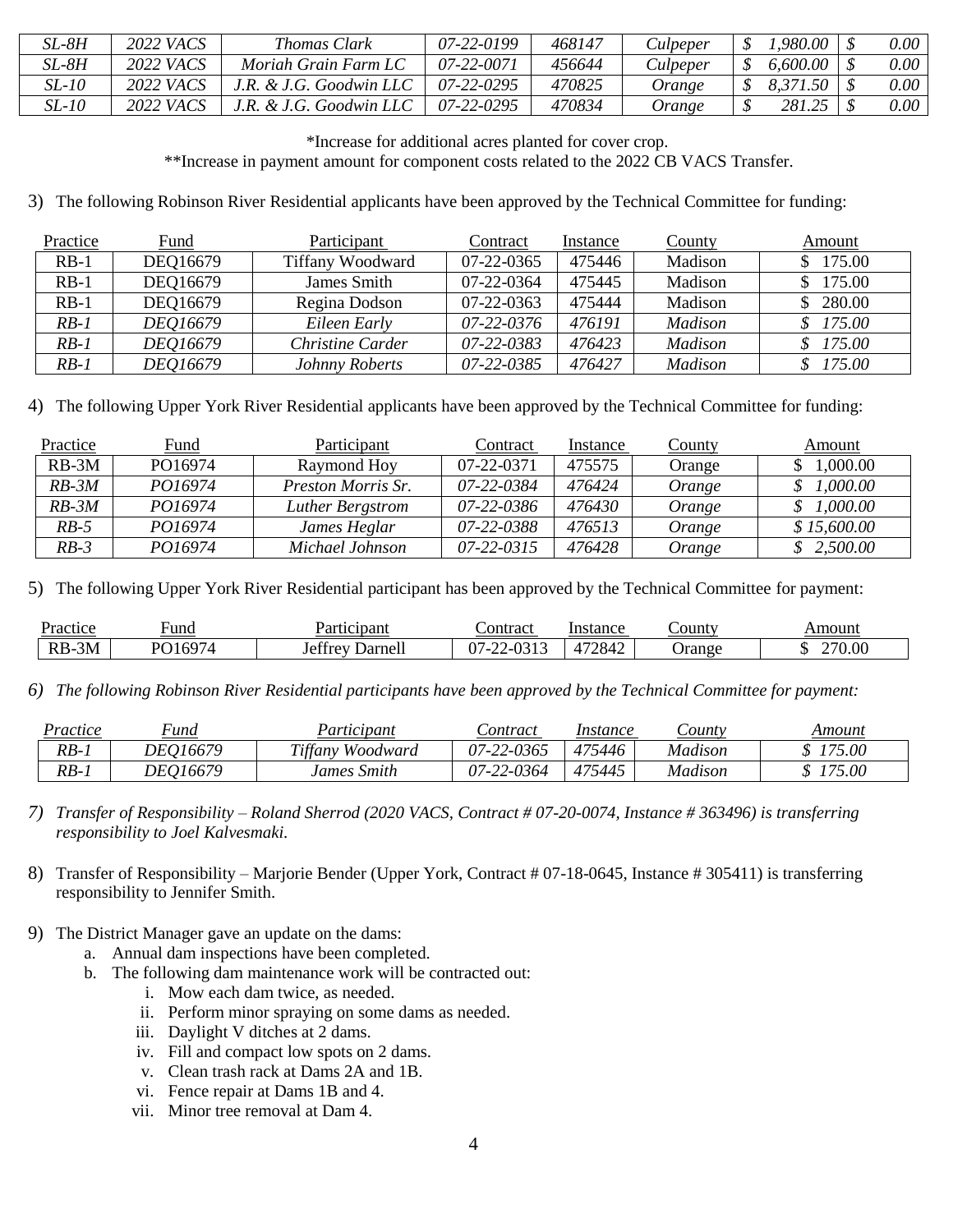| SL-8H | 2022 VACS | Thomas Clark | 07-22-0199 | 468147 | Culpeper | $ 1,980.00 | $ 0.00 |
|---|---|---|---|---|---|---|---|
| SL-8H | 2022 VACS | Moriah Grain Farm LC | 07-22-0071 | 456644 | Culpeper | $ 6,600.00 | $ 0.00 |
| SL-10 | 2022 VACS | J.R. & J.G. Goodwin LLC | 07-22-0295 | 470825 | Orange | $ 8,371.50 | $ 0.00 |
| SL-10 | 2022 VACS | J.R. & J.G. Goodwin LLC | 07-22-0295 | 470834 | Orange | $ 281.25 | $ 0.00 |

*Increase for additional acres planted for cover crop.

**Increase in payment amount for component costs related to the 2022 CB VACS Transfer.

3) The following Robinson River Residential applicants have been approved by the Technical Committee for funding:

| Practice | Fund | Participant | Contract | Instance | County | Amount |
|---|---|---|---|---|---|---|
| RB-1 | DEQ16679 | Tiffany Woodward | 07-22-0365 | 475446 | Madison | $ 175.00 |
| RB-1 | DEQ16679 | James Smith | 07-22-0364 | 475445 | Madison | $ 175.00 |
| RB-1 | DEQ16679 | Regina Dodson | 07-22-0363 | 475444 | Madison | $ 280.00 |
| *RB-1* | *DEQ16679* | *Eileen Early* | *07-22-0376* | *476191* | *Madison* | *$ 175.00* |
| *RB-1* | *DEQ16679* | *Christine Carder* | *07-22-0383* | *476423* | *Madison* | *$ 175.00* |
| *RB-1* | *DEQ16679* | *Johnny Roberts* | *07-22-0385* | *476427* | *Madison* | *$ 175.00* |

4) The following Upper York River Residential applicants have been approved by the Technical Committee for funding:

| Practice | Fund | Participant | Contract | Instance | County | Amount |
|---|---|---|---|---|---|---|
| RB-3M | PO16974 | Raymond Hoy | 07-22-0371 | 475575 | Orange | $ 1,000.00 |
| *RB-3M* | *PO16974* | *Preston Morris Sr.* | *07-22-0384* | *476424* | *Orange* | *$ 1,000.00* |
| *RB-3M* | *PO16974* | *Luther Bergstrom* | *07-22-0386* | *476430* | *Orange* | *$ 1,000.00* |
| *RB-5* | *PO16974* | *James Heglar* | *07-22-0388* | *476513* | *Orange* | *$ 15,600.00* |
| *RB-3* | *PO16974* | *Michael Johnson* | *07-22-0315* | *476428* | *Orange* | *$ 2,500.00* |

5) The following Upper York River Residential participant has been approved by the Technical Committee for payment:

| Practice | Fund | Participant | Contract | Instance | County | Amount |
|---|---|---|---|---|---|---|
| RB-3M | PO16974 | Jeffrey Darnell | 07-22-0313 | 472842 | Orange | $ 270.00 |

*6) The following Robinson River Residential participants have been approved by the Technical Committee for payment:*

| *Practice* | *Fund* | *Participant* | *Contract* | *Instance* | *County* | *Amount* |
|---|---|---|---|---|---|---|
| *RB-1* | *DEQ16679* | *Tiffany Woodward* | *07-22-0365* | *475446* | *Madison* | *$ 175.00* |
| *RB-1* | *DEQ16679* | *James Smith* | *07-22-0364* | *475445* | *Madison* | *$ 175.00* |

*7) Transfer of Responsibility – Roland Sherrod (2020 VACS, Contract # 07-20-0074, Instance # 363496) is transferring responsibility to Joel Kalvesmaki.*

8) Transfer of Responsibility – Marjorie Bender (Upper York, Contract # 07-18-0645, Instance # 305411) is transferring responsibility to Jennifer Smith.

9) The District Manager gave an update on the dams:
   a. Annual dam inspections have been completed.
   b. The following dam maintenance work will be contracted out:
      i. Mow each dam twice, as needed.
      ii. Perform minor spraying on some dams as needed.
      iii. Daylight V ditches at 2 dams.
      iv. Fill and compact low spots on 2 dams.
      v. Clean trash rack at Dams 2A and 1B.
      vi. Fence repair at Dams 1B and 4.
      vii. Minor tree removal at Dam 4.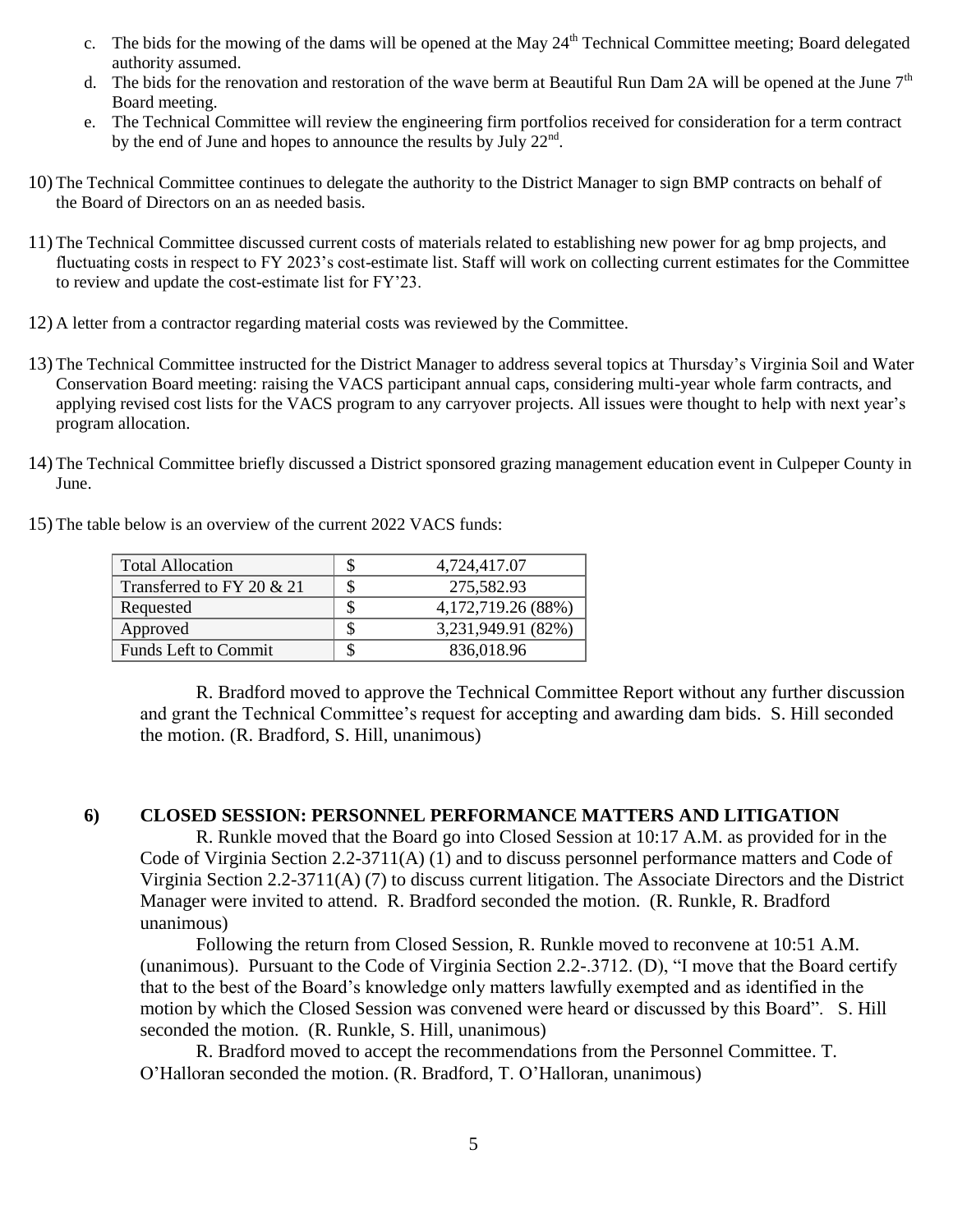c. The bids for the mowing of the dams will be opened at the May 24th Technical Committee meeting; Board delegated authority assumed.

d. The bids for the renovation and restoration of the wave berm at Beautiful Run Dam 2A will be opened at the June 7th Board meeting.

e. The Technical Committee will review the engineering firm portfolios received for consideration for a term contract by the end of June and hopes to announce the results by July 22nd.

10) The Technical Committee continues to delegate the authority to the District Manager to sign BMP contracts on behalf of the Board of Directors on an as needed basis.

11) The Technical Committee discussed current costs of materials related to establishing new power for ag bmp projects, and fluctuating costs in respect to FY 2023's cost-estimate list. Staff will work on collecting current estimates for the Committee to review and update the cost-estimate list for FY'23.

12) A letter from a contractor regarding material costs was reviewed by the Committee.

13) The Technical Committee instructed for the District Manager to address several topics at Thursday's Virginia Soil and Water Conservation Board meeting: raising the VACS participant annual caps, considering multi-year whole farm contracts, and applying revised cost lists for the VACS program to any carryover projects. All issues were thought to help with next year's program allocation.

14) The Technical Committee briefly discussed a District sponsored grazing management education event in Culpeper County in June.

15) The table below is an overview of the current 2022 VACS funds:

| | | |
|---|---|---|
| Total Allocation | $ | 4,724,417.07 |
| Transferred to FY 20 & 21 | $ | 275,582.93 |
| Requested | $ | 4,172,719.26 (88%) |
| Approved | $ | 3,231,949.91 (82%) |
| Funds Left to Commit | $ | 836,018.96 |

R. Bradford moved to approve the Technical Committee Report without any further discussion and grant the Technical Committee's request for accepting and awarding dam bids. S. Hill seconded the motion. (R. Bradford, S. Hill, unanimous)

**6) CLOSED SESSION: PERSONNEL PERFORMANCE MATTERS AND LITIGATION**

R. Runkle moved that the Board go into Closed Session at 10:17 A.M. as provided for in the Code of Virginia Section 2.2-3711(A) (1) and to discuss personnel performance matters and Code of Virginia Section 2.2-3711(A) (7) to discuss current litigation. The Associate Directors and the District Manager were invited to attend. R. Bradford seconded the motion. (R. Runkle, R. Bradford unanimous)

Following the return from Closed Session, R. Runkle moved to reconvene at 10:51 A.M. (unanimous). Pursuant to the Code of Virginia Section 2.2-.3712. (D), "I move that the Board certify that to the best of the Board's knowledge only matters lawfully exempted and as identified in the motion by which the Closed Session was convened were heard or discussed by this Board". S. Hill seconded the motion. (R. Runkle, S. Hill, unanimous)

R. Bradford moved to accept the recommendations from the Personnel Committee. T. O'Halloran seconded the motion. (R. Bradford, T. O'Halloran, unanimous)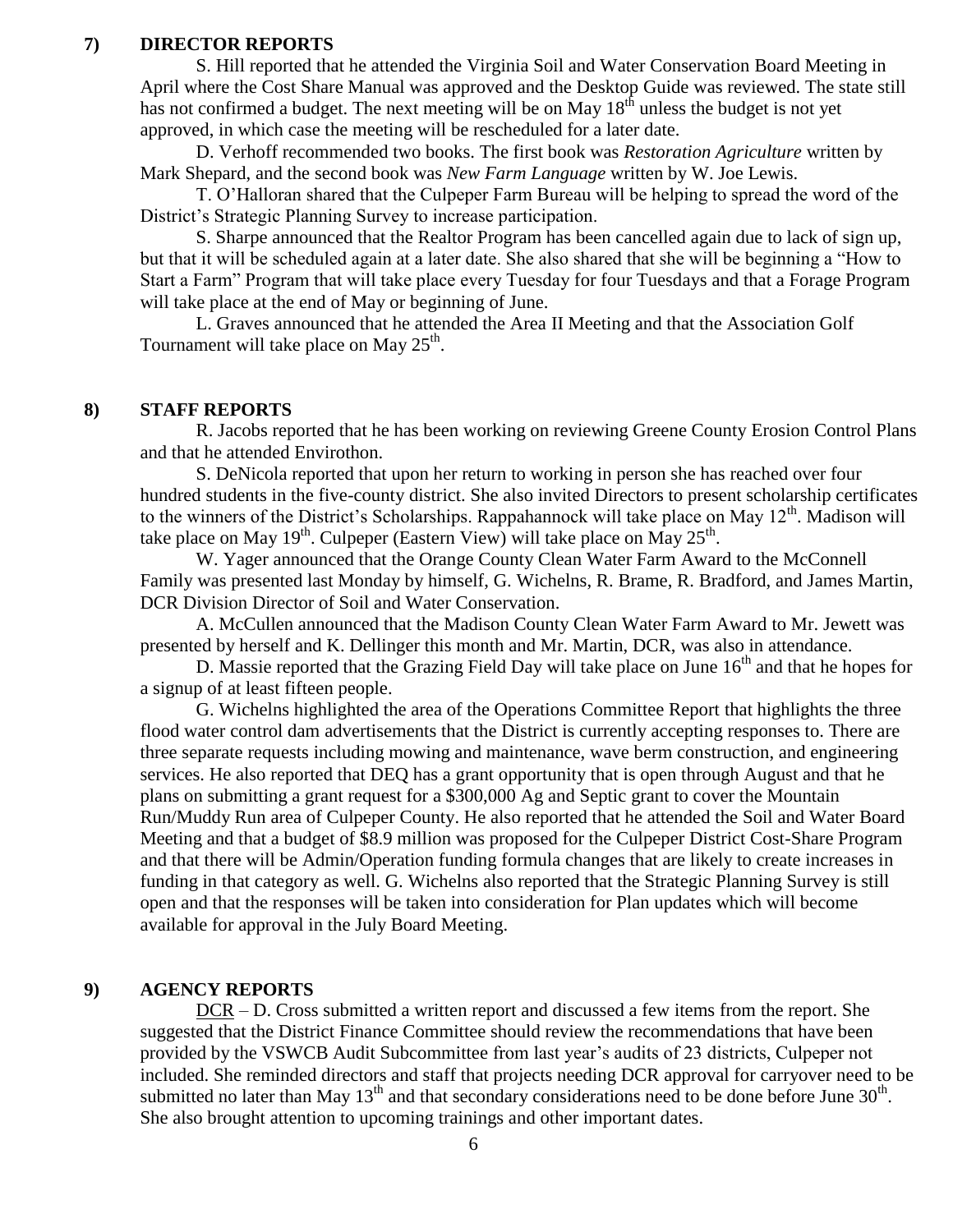## 7) DIRECTOR REPORTS

S. Hill reported that he attended the Virginia Soil and Water Conservation Board Meeting in April where the Cost Share Manual was approved and the Desktop Guide was reviewed. The state still has not confirmed a budget. The next meeting will be on May 18th unless the budget is not yet approved, in which case the meeting will be rescheduled for a later date.

D. Verhoff recommended two books. The first book was *Restoration Agriculture* written by Mark Shepard, and the second book was *New Farm Language* written by W. Joe Lewis.

T. O'Halloran shared that the Culpeper Farm Bureau will be helping to spread the word of the District's Strategic Planning Survey to increase participation.

S. Sharpe announced that the Realtor Program has been cancelled again due to lack of sign up, but that it will be scheduled again at a later date. She also shared that she will be beginning a "How to Start a Farm" Program that will take place every Tuesday for four Tuesdays and that a Forage Program will take place at the end of May or beginning of June.

L. Graves announced that he attended the Area II Meeting and that the Association Golf Tournament will take place on May 25th.

## 8) STAFF REPORTS

R. Jacobs reported that he has been working on reviewing Greene County Erosion Control Plans and that he attended Envirothon.

S. DeNicola reported that upon her return to working in person she has reached over four hundred students in the five-county district. She also invited Directors to present scholarship certificates to the winners of the District's Scholarships. Rappahannock will take place on May 12th. Madison will take place on May 19th. Culpeper (Eastern View) will take place on May 25th.

W. Yager announced that the Orange County Clean Water Farm Award to the McConnell Family was presented last Monday by himself, G. Wichelns, R. Brame, R. Bradford, and James Martin, DCR Division Director of Soil and Water Conservation.

A. McCullen announced that the Madison County Clean Water Farm Award to Mr. Jewett was presented by herself and K. Dellinger this month and Mr. Martin, DCR, was also in attendance.

D. Massie reported that the Grazing Field Day will take place on June 16th and that he hopes for a signup of at least fifteen people.

G. Wichelns highlighted the area of the Operations Committee Report that highlights the three flood water control dam advertisements that the District is currently accepting responses to. There are three separate requests including mowing and maintenance, wave berm construction, and engineering services. He also reported that DEQ has a grant opportunity that is open through August and that he plans on submitting a grant request for a \$300,000 Ag and Septic grant to cover the Mountain Run/Muddy Run area of Culpeper County. He also reported that he attended the Soil and Water Board Meeting and that a budget of \$8.9 million was proposed for the Culpeper District Cost-Share Program and that there will be Admin/Operation funding formula changes that are likely to create increases in funding in that category as well. G. Wichelns also reported that the Strategic Planning Survey is still open and that the responses will be taken into consideration for Plan updates which will become available for approval in the July Board Meeting.

## 9) AGENCY REPORTS

DCR – D. Cross submitted a written report and discussed a few items from the report. She suggested that the District Finance Committee should review the recommendations that have been provided by the VSWCB Audit Subcommittee from last year's audits of 23 districts, Culpeper not included. She reminded directors and staff that projects needing DCR approval for carryover need to be submitted no later than May 13th and that secondary considerations need to be done before June 30th. She also brought attention to upcoming trainings and other important dates.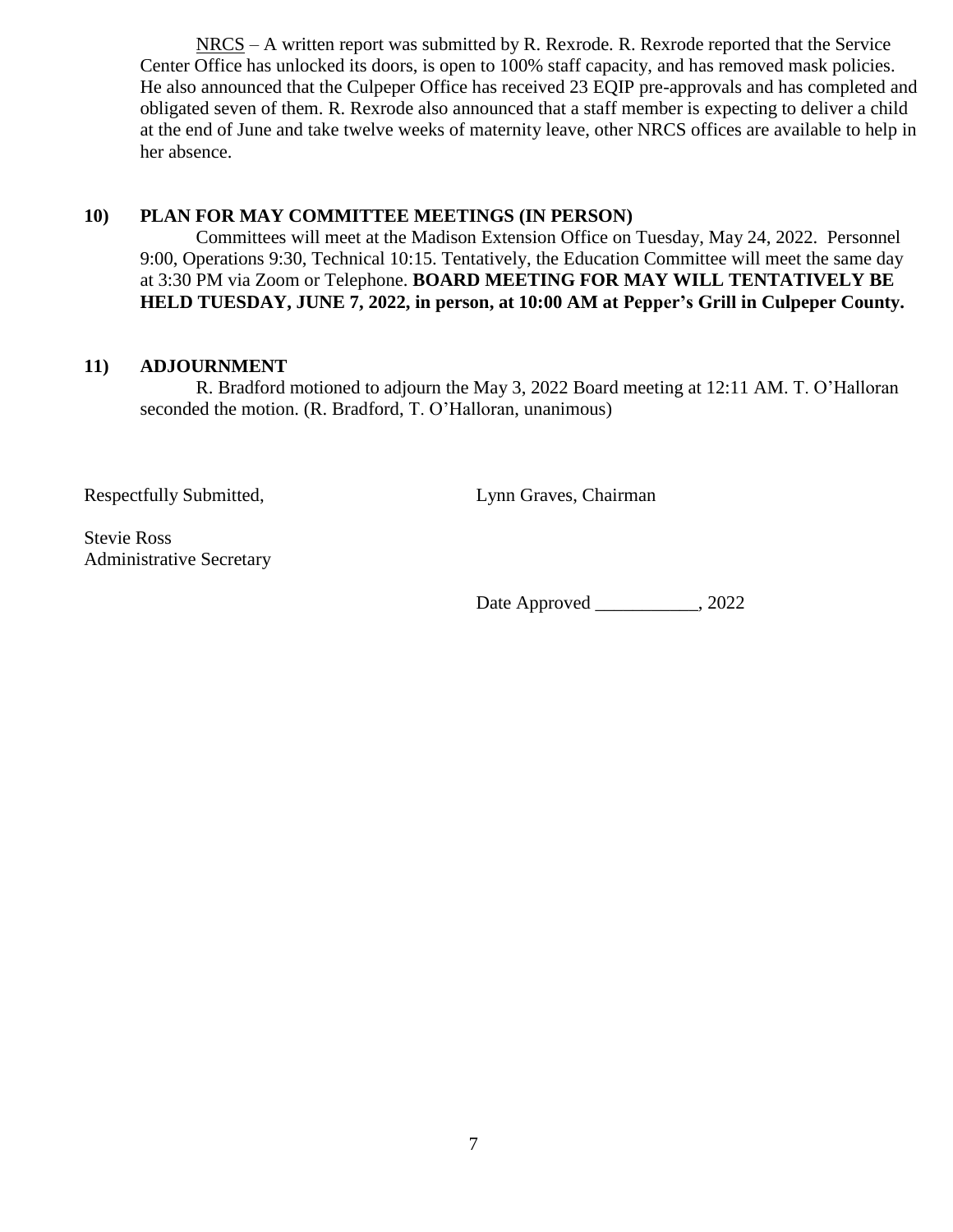NRCS – A written report was submitted by R. Rexrode. R. Rexrode reported that the Service Center Office has unlocked its doors, is open to 100% staff capacity, and has removed mask policies. He also announced that the Culpeper Office has received 23 EQIP pre-approvals and has completed and obligated seven of them. R. Rexrode also announced that a staff member is expecting to deliver a child at the end of June and take twelve weeks of maternity leave, other NRCS offices are available to help in her absence.

**10) PLAN FOR MAY COMMITTEE MEETINGS (IN PERSON)**

Committees will meet at the Madison Extension Office on Tuesday, May 24, 2022. Personnel 9:00, Operations 9:30, Technical 10:15. Tentatively, the Education Committee will meet the same day at 3:30 PM via Zoom or Telephone. **BOARD MEETING FOR MAY WILL TENTATIVELY BE HELD TUESDAY, JUNE 7, 2022, in person, at 10:00 AM at Pepper's Grill in Culpeper County.**

**11) ADJOURNMENT**

R. Bradford motioned to adjourn the May 3, 2022 Board meeting at 12:11 AM. T. O'Halloran seconded the motion. (R. Bradford, T. O'Halloran, unanimous)

Respectfully Submitted,

Lynn Graves, Chairman

Stevie Ross
Administrative Secretary

Date Approved ___________, 2022